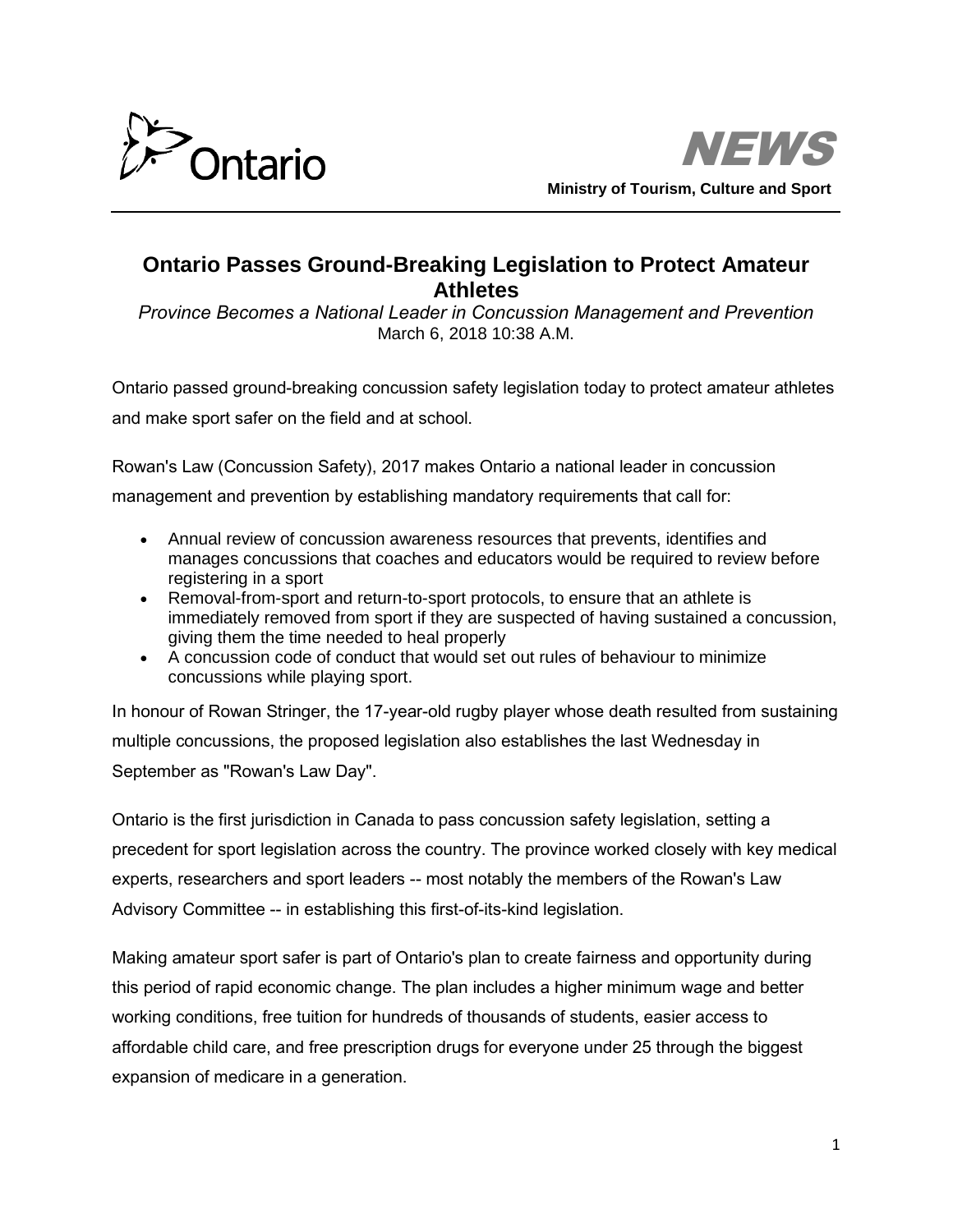Ontario

NEWS

**Ministry of Tourism, Culture and Sport**

# Ontario Passes Ground-Breaking Legislation to Protect Amateur Athletes

*Province Becomes a National Leader in Concussion Management and Prevention*

March 6, 2018 10:38 A.M.

Ontario passed ground-breaking concussion safety legislation today to protect amateur athletes and make sport safer on the field and at school.

Rowan's Law (Concussion Safety), 2017 makes Ontario a national leader in concussion management and prevention by establishing mandatory requirements that call for:

- Annual review of concussion awareness resources that prevents, identifies and manages concussions that coaches and educators would be required to review before registering in a sport
- Removal-from-sport and return-to-sport protocols, to ensure that an athlete is immediately removed from sport if they are suspected of having sustained a concussion, giving them the time needed to heal properly
- A concussion code of conduct that would set out rules of behaviour to minimize concussions while playing sport.

In honour of Rowan Stringer, the 17-year-old rugby player whose death resulted from sustaining multiple concussions, the proposed legislation also establishes the last Wednesday in September as "Rowan's Law Day".

Ontario is the first jurisdiction in Canada to pass concussion safety legislation, setting a precedent for sport legislation across the country. The province worked closely with key medical experts, researchers and sport leaders -- most notably the members of the Rowan's Law Advisory Committee -- in establishing this first-of-its-kind legislation.

Making amateur sport safer is part of Ontario's plan to create fairness and opportunity during this period of rapid economic change. The plan includes a higher minimum wage and better working conditions, free tuition for hundreds of thousands of students, easier access to affordable child care, and free prescription drugs for everyone under 25 through the biggest expansion of medicare in a generation.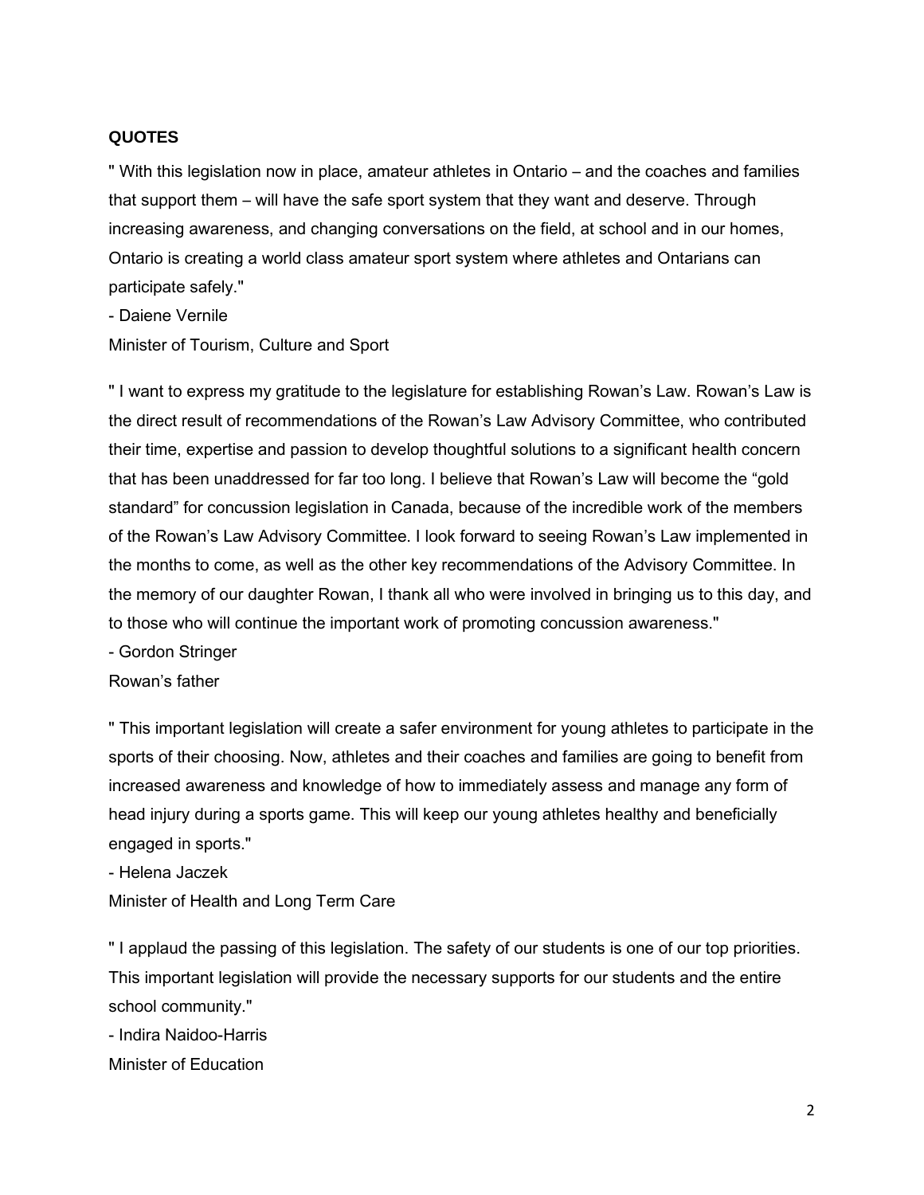**QUOTES**

" With this legislation now in place, amateur athletes in Ontario – and the coaches and families that support them – will have the safe sport system that they want and deserve. Through increasing awareness, and changing conversations on the field, at school and in our homes, Ontario is creating a world class amateur sport system where athletes and Ontarians can participate safely."

- Daiene Vernile

Minister of Tourism, Culture and Sport

" I want to express my gratitude to the legislature for establishing Rowan's Law. Rowan's Law is the direct result of recommendations of the Rowan's Law Advisory Committee, who contributed their time, expertise and passion to develop thoughtful solutions to a significant health concern that has been unaddressed for far too long. I believe that Rowan's Law will become the "gold standard" for concussion legislation in Canada, because of the incredible work of the members of the Rowan's Law Advisory Committee. I look forward to seeing Rowan's Law implemented in the months to come, as well as the other key recommendations of the Advisory Committee. In the memory of our daughter Rowan, I thank all who were involved in bringing us to this day, and to those who will continue the important work of promoting concussion awareness."

- Gordon Stringer

Rowan's father

" This important legislation will create a safer environment for young athletes to participate in the sports of their choosing. Now, athletes and their coaches and families are going to benefit from increased awareness and knowledge of how to immediately assess and manage any form of head injury during a sports game. This will keep our young athletes healthy and beneficially engaged in sports."

- Helena Jaczek

Minister of Health and Long Term Care

" I applaud the passing of this legislation. The safety of our students is one of our top priorities. This important legislation will provide the necessary supports for our students and the entire school community."

- Indira Naidoo-Harris

Minister of Education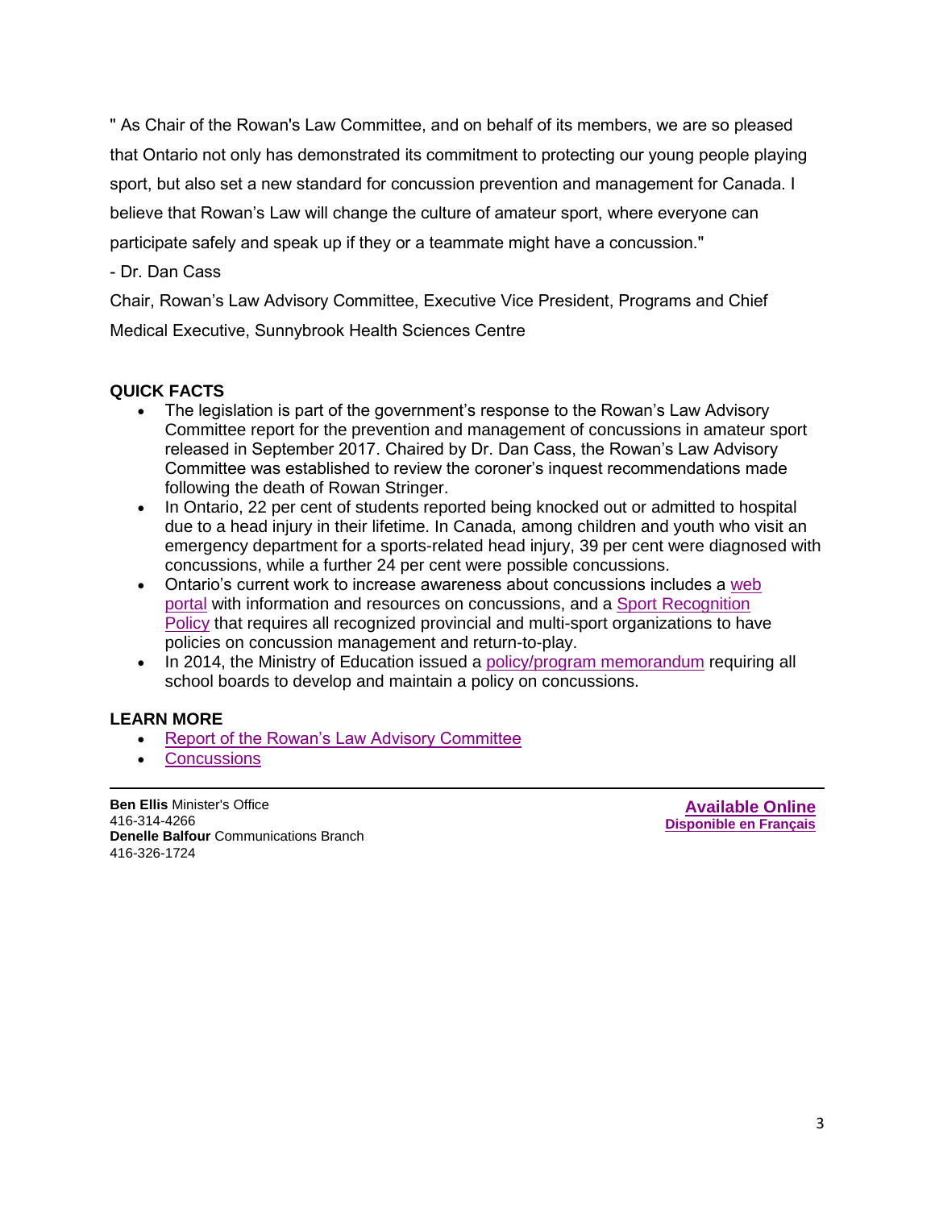" As Chair of the Rowan's Law Committee, and on behalf of its members, we are so pleased that Ontario not only has demonstrated its commitment to protecting our young people playing sport, but also set a new standard for concussion prevention and management for Canada. I believe that Rowan's Law will change the culture of amateur sport, where everyone can participate safely and speak up if they or a teammate might have a concussion."

- Dr. Dan Cass

Chair, Rowan's Law Advisory Committee, Executive Vice President, Programs and Chief Medical Executive, Sunnybrook Health Sciences Centre

## QUICK FACTS

- The legislation is part of the government's response to the Rowan's Law Advisory Committee report for the prevention and management of concussions in amateur sport released in September 2017. Chaired by Dr. Dan Cass, the Rowan's Law Advisory Committee was established to review the coroner's inquest recommendations made following the death of Rowan Stringer.
- In Ontario, 22 per cent of students reported being knocked out or admitted to hospital due to a head injury in their lifetime. In Canada, among children and youth who visit an emergency department for a sports-related head injury, 39 per cent were diagnosed with concussions, while a further 24 per cent were possible concussions.
- Ontario's current work to increase awareness about concussions includes a web portal with information and resources on concussions, and a Sport Recognition Policy that requires all recognized provincial and multi-sport organizations to have policies on concussion management and return-to-play.
- In 2014, the Ministry of Education issued a policy/program memorandum requiring all school boards to develop and maintain a policy on concussions.

## LEARN MORE

- Report of the Rowan's Law Advisory Committee
- Concussions

---

**Ben Ellis** Minister's Office
416-314-4266
**Denelle Balfour** Communications Branch
416-326-1724

**Available Online**
**Disponible en Français**